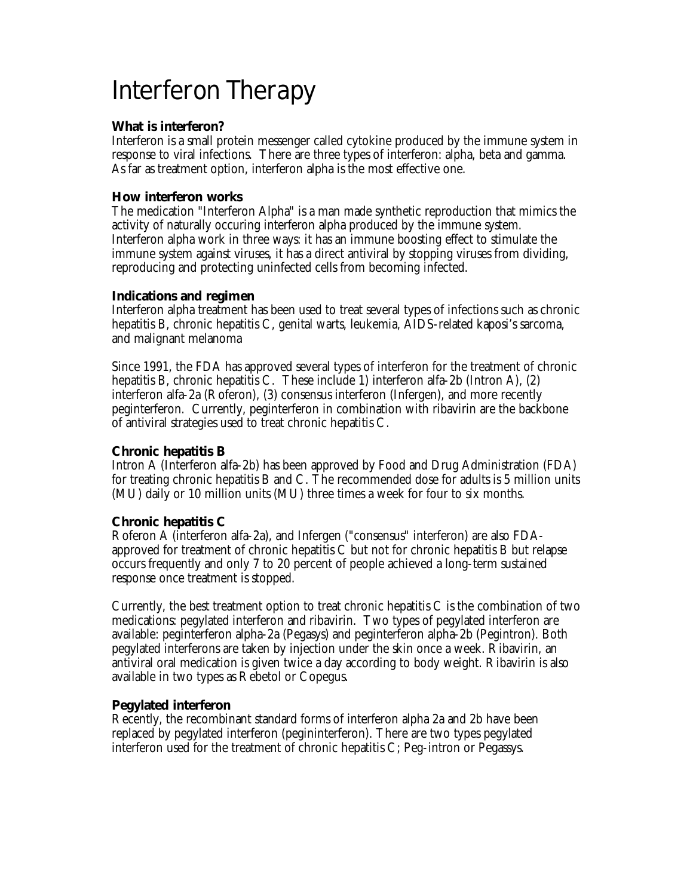# Interferon Therapy

**What is interferon?**

Interferon is a small protein messenger called cytokine produced by the immune system in response to viral infections. There are three types of interferon: alpha, beta and gamma. As far as treatment option, interferon alpha is the most effective one.

**How interferon works**

The medication "Interferon Alpha" is a man made synthetic reproduction that mimics the activity of naturally occuring interferon alpha produced by the immune system. Interferon alpha work in three ways: it has an immune boosting effect to stimulate the immune system against viruses, it has a direct antiviral by stopping viruses from dividing, reproducing and protecting uninfected cells from becoming infected.

**Indications and regimen**

Interferon alpha treatment has been used to treat several types of infections such as chronic hepatitis B, chronic hepatitis C, genital warts, leukemia, AIDS-related kaposi's sarcoma, and malignant melanoma

Since 1991, the FDA has approved several types of interferon for the treatment of chronic hepatitis B, chronic hepatitis C. These include 1) interferon alfa-2b (Intron A), (2) interferon alfa-2a (Roferon), (3) consensus interferon (Infergen), and more recently peginterferon. Currently, peginterferon in combination with ribavirin are the backbone of antiviral strategies used to treat chronic hepatitis C.

**Chronic hepatitis B**

Intron A (Interferon alfa-2b) has been approved by Food and Drug Administration (FDA) for treating chronic hepatitis B and C. The recommended dose for adults is 5 million units (MU) daily or 10 million units (MU) three times a week for four to six months.

**Chronic hepatitis C**

Roferon A (interferon alfa-2a), and Infergen ("consensus" interferon) are also FDA-approved for treatment of chronic hepatitis C but not for chronic hepatitis B but relapse occurs frequently and only 7 to 20 percent of people achieved a long-term sustained response once treatment is stopped.

Currently, the best treatment option to treat chronic hepatitis C is the combination of two medications: pegylated interferon and ribavirin. Two types of pegylated interferon are available: peginterferon alpha-2a (Pegasys) and peginterferon alpha-2b (Pegintron). Both pegylated interferons are taken by injection under the skin once a week. Ribavirin, an antiviral oral medication is given twice a day according to body weight. Ribavirin is also available in two types as Rebetol or Copegus.

**Pegylated interferon**

Recently, the recombinant standard forms of interferon alpha 2a and 2b have been replaced by pegylated interferon (peginterferon). There are two types pegylated interferon used for the treatment of chronic hepatitis C; Peg-intron or Pegassys.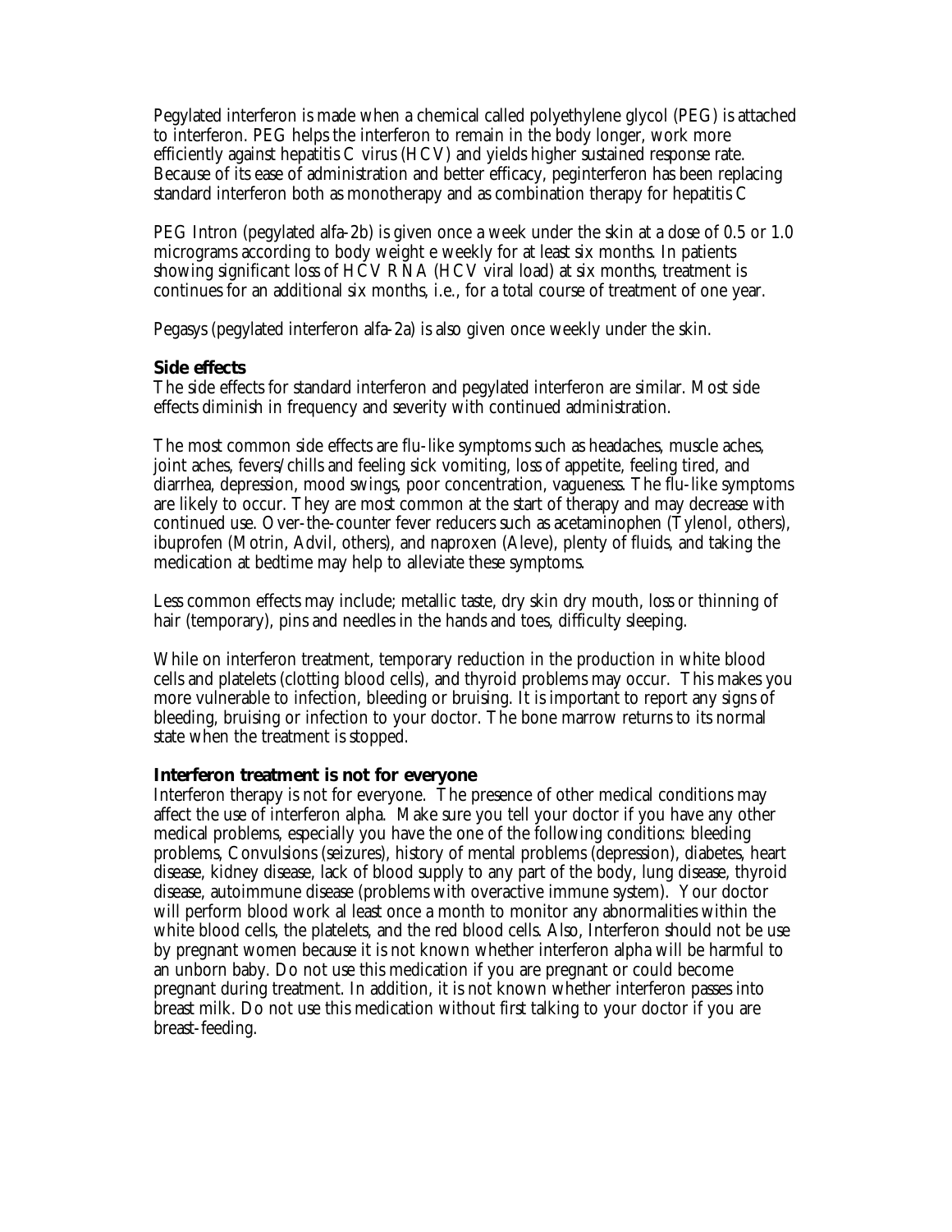Pegylated interferon is made when a chemical called polyethylene glycol (PEG) is attached to interferon. PEG helps the interferon to remain in the body longer, work more efficiently against hepatitis C virus (HCV) and yields higher sustained response rate. Because of its ease of administration and better efficacy, peginterferon has been replacing standard interferon both as monotherapy and as combination therapy for hepatitis C

PEG Intron (pegylated alfa-2b) is given once a week under the skin at a dose of 0.5 or 1.0 micrograms according to body weight e weekly for at least six months. In patients showing significant loss of HCV RNA (HCV viral load) at six months, treatment is continues for an additional six months, i.e., for a total course of treatment of one year.

Pegasys (pegylated interferon alfa-2a) is also given once weekly under the skin.

**Side effects**
The side effects for standard interferon and pegylated interferon are similar. Most side effects diminish in frequency and severity with continued administration.

The most common side effects are flu-like symptoms such as headaches, muscle aches, joint aches, fevers/chills and feeling sick vomiting, loss of appetite, feeling tired, and diarrhea, depression, mood swings, poor concentration, vagueness. The flu-like symptoms are likely to occur. They are most common at the start of therapy and may decrease with continued use. Over-the-counter fever reducers such as acetaminophen (Tylenol, others), ibuprofen (Motrin, Advil, others), and naproxen (Aleve), plenty of fluids, and taking the medication at bedtime may help to alleviate these symptoms.

Less common effects may include; metallic taste, dry skin dry mouth, loss or thinning of hair (temporary), pins and needles in the hands and toes, difficulty sleeping.

While on interferon treatment, temporary reduction in the production in white blood cells and platelets (clotting blood cells), and thyroid problems may occur. This makes you more vulnerable to infection, bleeding or bruising. It is important to report any signs of bleeding, bruising or infection to your doctor. The bone marrow returns to its normal state when the treatment is stopped.

**Interferon treatment is not for everyone**
Interferon therapy is not for everyone. The presence of other medical conditions may affect the use of interferon alpha. Make sure you tell your doctor if you have any other medical problems, especially you have the one of the following conditions: bleeding problems, Convulsions (seizures), history of mental problems (depression), diabetes, heart disease, kidney disease, lack of blood supply to any part of the body, lung disease, thyroid disease, autoimmune disease (problems with overactive immune system). Your doctor will perform blood work al least once a month to monitor any abnormalities within the white blood cells, the platelets, and the red blood cells. Also, Interferon should not be use by pregnant women because it is not known whether interferon alpha will be harmful to an unborn baby. Do not use this medication if you are pregnant or could become pregnant during treatment. In addition, it is not known whether interferon passes into breast milk. Do not use this medication without first talking to your doctor if you are breast-feeding.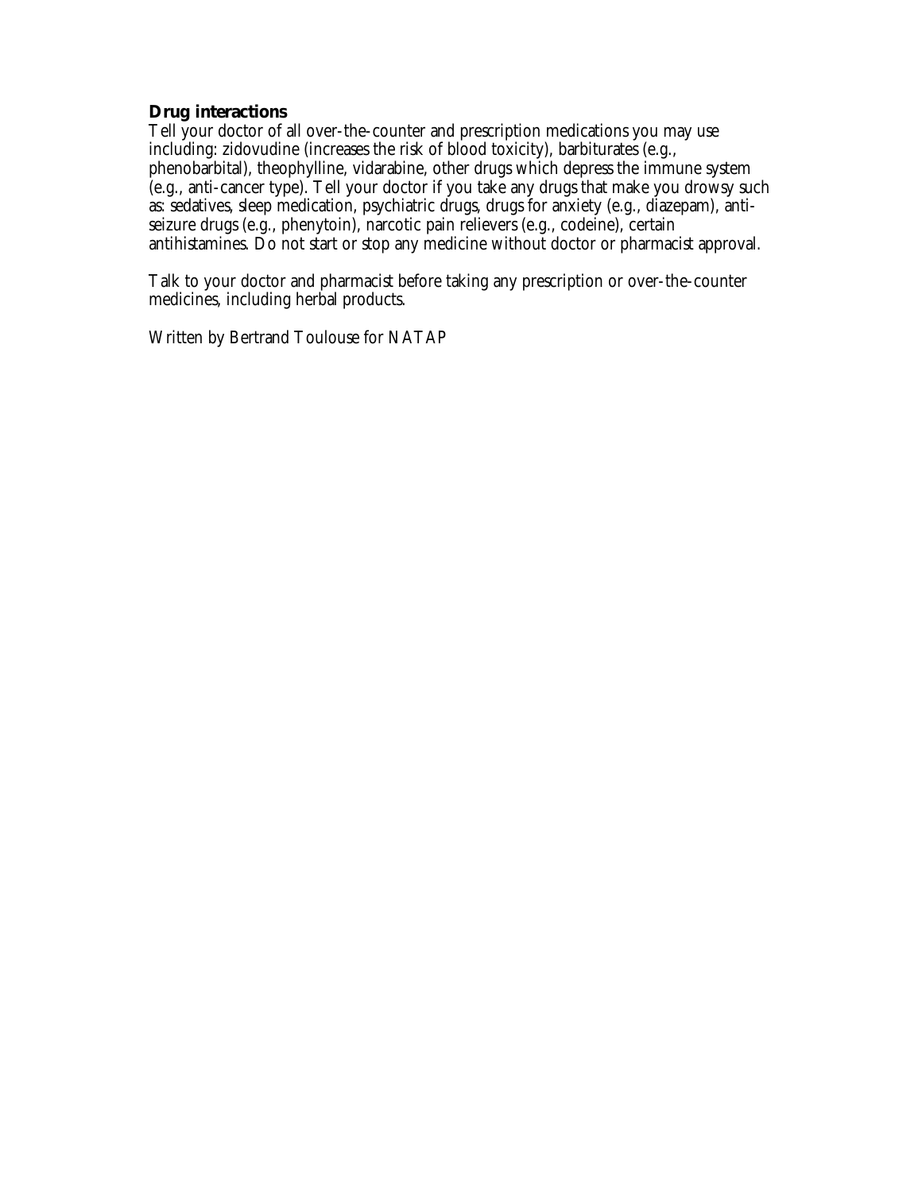**Drug interactions**

Tell your doctor of all over-the-counter and prescription medications you may use including: zidovudine (increases the risk of blood toxicity), barbiturates (e.g., phenobarbital), theophylline, vidarabine, other drugs which depress the immune system (e.g., anti-cancer type). Tell your doctor if you take any drugs that make you drowsy such as: sedatives, sleep medication, psychiatric drugs, drugs for anxiety (e.g., diazepam), anti-seizure drugs (e.g., phenytoin), narcotic pain relievers (e.g., codeine), certain antihistamines. Do not start or stop any medicine without doctor or pharmacist approval.

Talk to your doctor and pharmacist before taking any prescription or over-the-counter medicines, including herbal products.

Written by Bertrand Toulouse for NATAP